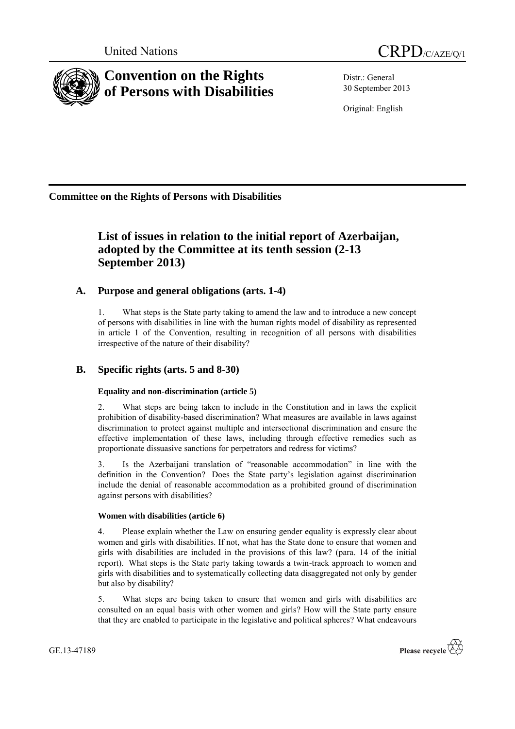United Nations

CRPD/C/AZE/Q/1

# Convention on the Rights of Persons with Disabilities

Distr.: General
30 September 2013

Original: English

**Committee on the Rights of Persons with Disabilities**

## List of issues in relation to the initial report of Azerbaijan, adopted by the Committee at its tenth session (2-13 September 2013)

### A. Purpose and general obligations (arts. 1-4)

1. What steps is the State party taking to amend the law and to introduce a new concept of persons with disabilities in line with the human rights model of disability as represented in article 1 of the Convention, resulting in recognition of all persons with disabilities irrespective of the nature of their disability?

### B. Specific rights (arts. 5 and 8-30)

#### Equality and non-discrimination (article 5)

2. What steps are being taken to include in the Constitution and in laws the explicit prohibition of disability-based discrimination? What measures are available in laws against discrimination to protect against multiple and intersectional discrimination and ensure the effective implementation of these laws, including through effective remedies such as proportionate dissuasive sanctions for perpetrators and redress for victims?

3. Is the Azerbaijani translation of "reasonable accommodation" in line with the definition in the Convention? Does the State party's legislation against discrimination include the denial of reasonable accommodation as a prohibited ground of discrimination against persons with disabilities?

#### Women with disabilities (article 6)

4. Please explain whether the Law on ensuring gender equality is expressly clear about women and girls with disabilities. If not, what has the State done to ensure that women and girls with disabilities are included in the provisions of this law? (para. 14 of the initial report). What steps is the State party taking towards a twin-track approach to women and girls with disabilities and to systematically collecting data disaggregated not only by gender but also by disability?

5. What steps are being taken to ensure that women and girls with disabilities are consulted on an equal basis with other women and girls? How will the State party ensure that they are enabled to participate in the legislative and political spheres? What endeavours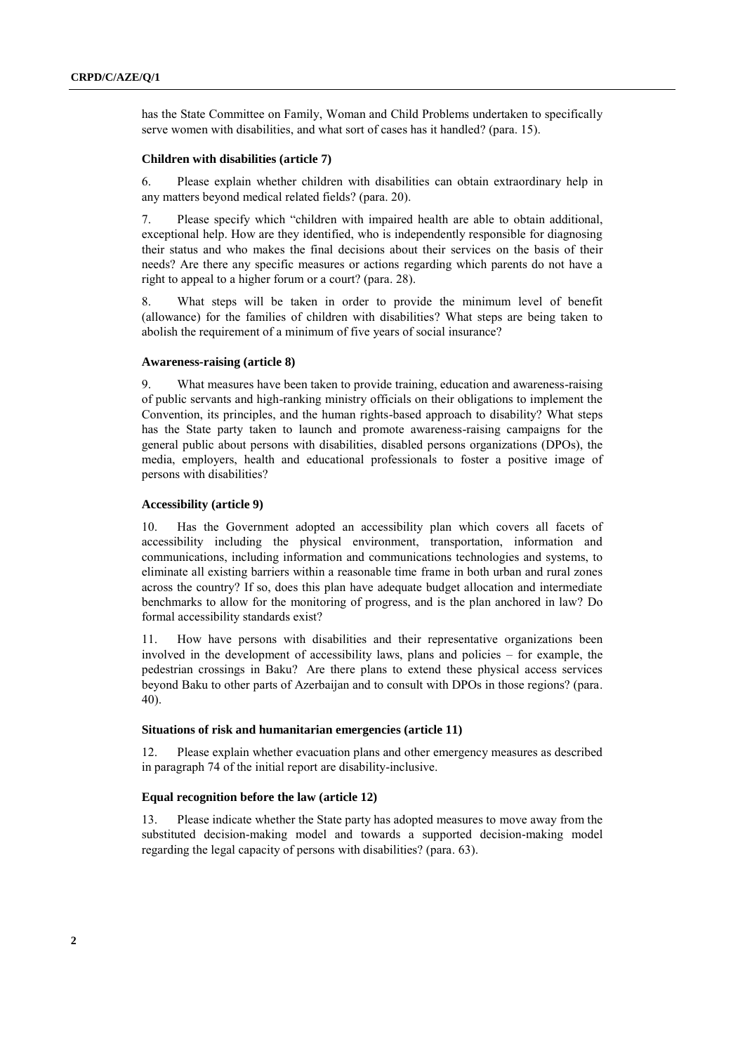has the State Committee on Family, Woman and Child Problems undertaken to specifically serve women with disabilities, and what sort of cases has it handled? (para. 15).

### Children with disabilities (article 7)

6. Please explain whether children with disabilities can obtain extraordinary help in any matters beyond medical related fields? (para. 20).

7. Please specify which "children with impaired health are able to obtain additional, exceptional help. How are they identified, who is independently responsible for diagnosing their status and who makes the final decisions about their services on the basis of their needs? Are there any specific measures or actions regarding which parents do not have a right to appeal to a higher forum or a court? (para. 28).

8. What steps will be taken in order to provide the minimum level of benefit (allowance) for the families of children with disabilities? What steps are being taken to abolish the requirement of a minimum of five years of social insurance?

### Awareness-raising (article 8)

9. What measures have been taken to provide training, education and awareness-raising of public servants and high-ranking ministry officials on their obligations to implement the Convention, its principles, and the human rights-based approach to disability? What steps has the State party taken to launch and promote awareness-raising campaigns for the general public about persons with disabilities, disabled persons organizations (DPOs), the media, employers, health and educational professionals to foster a positive image of persons with disabilities?

### Accessibility (article 9)

10. Has the Government adopted an accessibility plan which covers all facets of accessibility including the physical environment, transportation, information and communications, including information and communications technologies and systems, to eliminate all existing barriers within a reasonable time frame in both urban and rural zones across the country? If so, does this plan have adequate budget allocation and intermediate benchmarks to allow for the monitoring of progress, and is the plan anchored in law? Do formal accessibility standards exist?

11. How have persons with disabilities and their representative organizations been involved in the development of accessibility laws, plans and policies – for example, the pedestrian crossings in Baku? Are there plans to extend these physical access services beyond Baku to other parts of Azerbaijan and to consult with DPOs in those regions? (para. 40).

### Situations of risk and humanitarian emergencies (article 11)

12. Please explain whether evacuation plans and other emergency measures as described in paragraph 74 of the initial report are disability-inclusive.

### Equal recognition before the law (article 12)

13. Please indicate whether the State party has adopted measures to move away from the substituted decision-making model and towards a supported decision-making model regarding the legal capacity of persons with disabilities? (para. 63).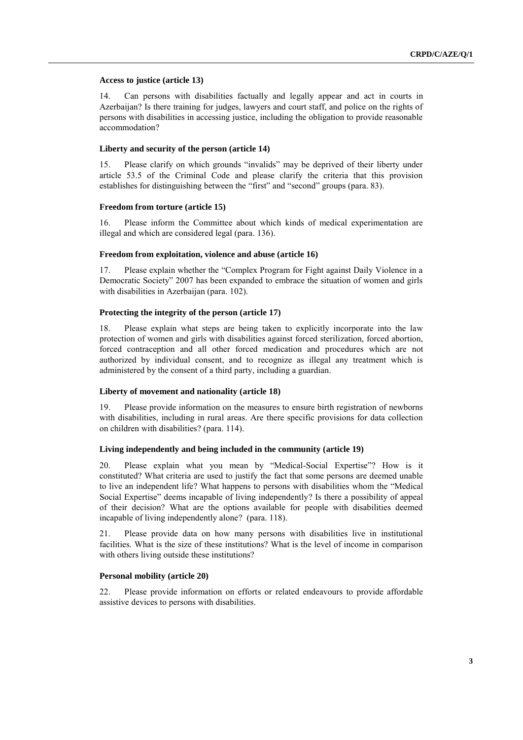### Access to justice (article 13)

14. Can persons with disabilities factually and legally appear and act in courts in Azerbaijan? Is there training for judges, lawyers and court staff, and police on the rights of persons with disabilities in accessing justice, including the obligation to provide reasonable accommodation?

### Liberty and security of the person (article 14)

15. Please clarify on which grounds "invalids" may be deprived of their liberty under article 53.5 of the Criminal Code and please clarify the criteria that this provision establishes for distinguishing between the "first" and "second" groups (para. 83).

### Freedom from torture (article 15)

16. Please inform the Committee about which kinds of medical experimentation are illegal and which are considered legal (para. 136).

### Freedom from exploitation, violence and abuse (article 16)

17. Please explain whether the "Complex Program for Fight against Daily Violence in a Democratic Society" 2007 has been expanded to embrace the situation of women and girls with disabilities in Azerbaijan (para. 102).

### Protecting the integrity of the person (article 17)

18. Please explain what steps are being taken to explicitly incorporate into the law protection of women and girls with disabilities against forced sterilization, forced abortion, forced contraception and all other forced medication and procedures which are not authorized by individual consent, and to recognize as illegal any treatment which is administered by the consent of a third party, including a guardian.

### Liberty of movement and nationality (article 18)

19. Please provide information on the measures to ensure birth registration of newborns with disabilities, including in rural areas. Are there specific provisions for data collection on children with disabilities? (para. 114).

### Living independently and being included in the community (article 19)

20. Please explain what you mean by "Medical-Social Expertise"? How is it constituted? What criteria are used to justify the fact that some persons are deemed unable to live an independent life? What happens to persons with disabilities whom the "Medical Social Expertise" deems incapable of living independently? Is there a possibility of appeal of their decision? What are the options available for people with disabilities deemed incapable of living independently alone? (para. 118).

21. Please provide data on how many persons with disabilities live in institutional facilities. What is the size of these institutions? What is the level of income in comparison with others living outside these institutions?

### Personal mobility (article 20)

22. Please provide information on efforts or related endeavours to provide affordable assistive devices to persons with disabilities.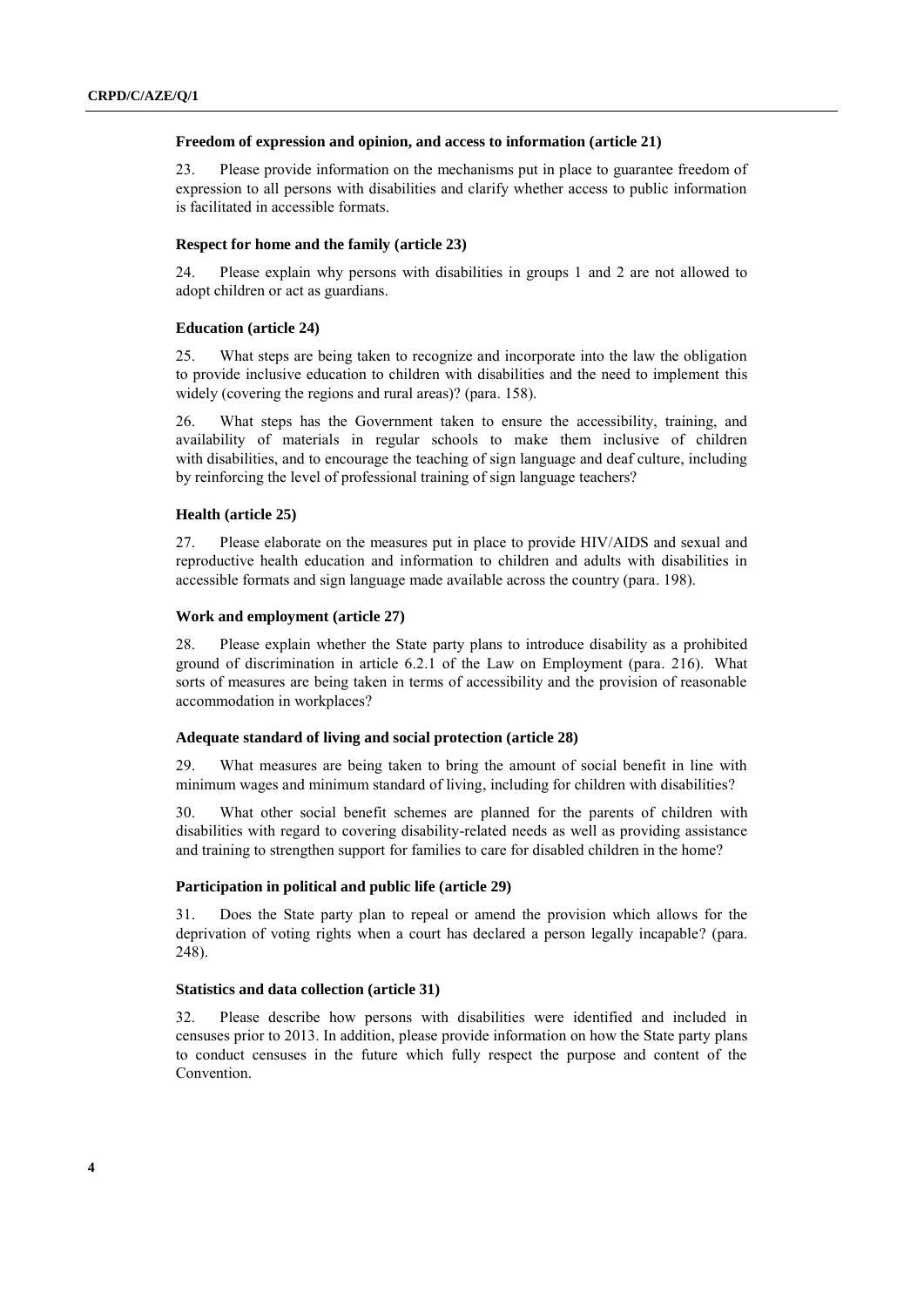### Freedom of expression and opinion, and access to information (article 21)

23. Please provide information on the mechanisms put in place to guarantee freedom of expression to all persons with disabilities and clarify whether access to public information is facilitated in accessible formats.

### Respect for home and the family (article 23)

24. Please explain why persons with disabilities in groups 1 and 2 are not allowed to adopt children or act as guardians.

### Education (article 24)

25. What steps are being taken to recognize and incorporate into the law the obligation to provide inclusive education to children with disabilities and the need to implement this widely (covering the regions and rural areas)? (para. 158).

26. What steps has the Government taken to ensure the accessibility, training, and availability of materials in regular schools to make them inclusive of children with disabilities, and to encourage the teaching of sign language and deaf culture, including by reinforcing the level of professional training of sign language teachers?

### Health (article 25)

27. Please elaborate on the measures put in place to provide HIV/AIDS and sexual and reproductive health education and information to children and adults with disabilities in accessible formats and sign language made available across the country (para. 198).

### Work and employment (article 27)

28. Please explain whether the State party plans to introduce disability as a prohibited ground of discrimination in article 6.2.1 of the Law on Employment (para. 216). What sorts of measures are being taken in terms of accessibility and the provision of reasonable accommodation in workplaces?

### Adequate standard of living and social protection (article 28)

29. What measures are being taken to bring the amount of social benefit in line with minimum wages and minimum standard of living, including for children with disabilities?

30. What other social benefit schemes are planned for the parents of children with disabilities with regard to covering disability-related needs as well as providing assistance and training to strengthen support for families to care for disabled children in the home?

### Participation in political and public life (article 29)

31. Does the State party plan to repeal or amend the provision which allows for the deprivation of voting rights when a court has declared a person legally incapable? (para. 248).

### Statistics and data collection (article 31)

32. Please describe how persons with disabilities were identified and included in censuses prior to 2013. In addition, please provide information on how the State party plans to conduct censuses in the future which fully respect the purpose and content of the Convention.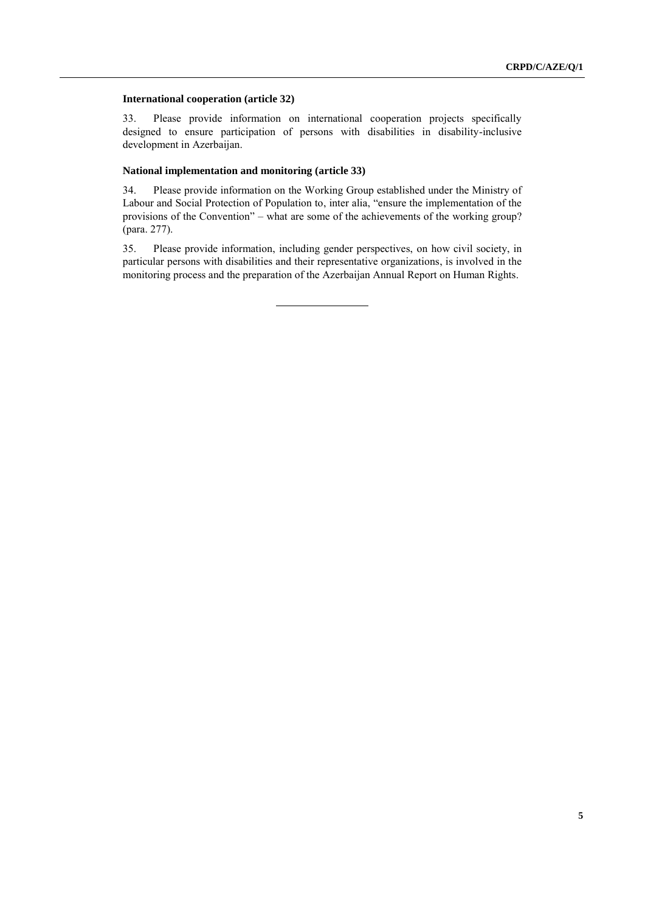### International cooperation (article 32)

33. Please provide information on international cooperation projects specifically designed to ensure participation of persons with disabilities in disability-inclusive development in Azerbaijan.

### National implementation and monitoring (article 33)

34. Please provide information on the Working Group established under the Ministry of Labour and Social Protection of Population to, inter alia, "ensure the implementation of the provisions of the Convention" – what are some of the achievements of the working group? (para. 277).

35. Please provide information, including gender perspectives, on how civil society, in particular persons with disabilities and their representative organizations, is involved in the monitoring process and the preparation of the Azerbaijan Annual Report on Human Rights.